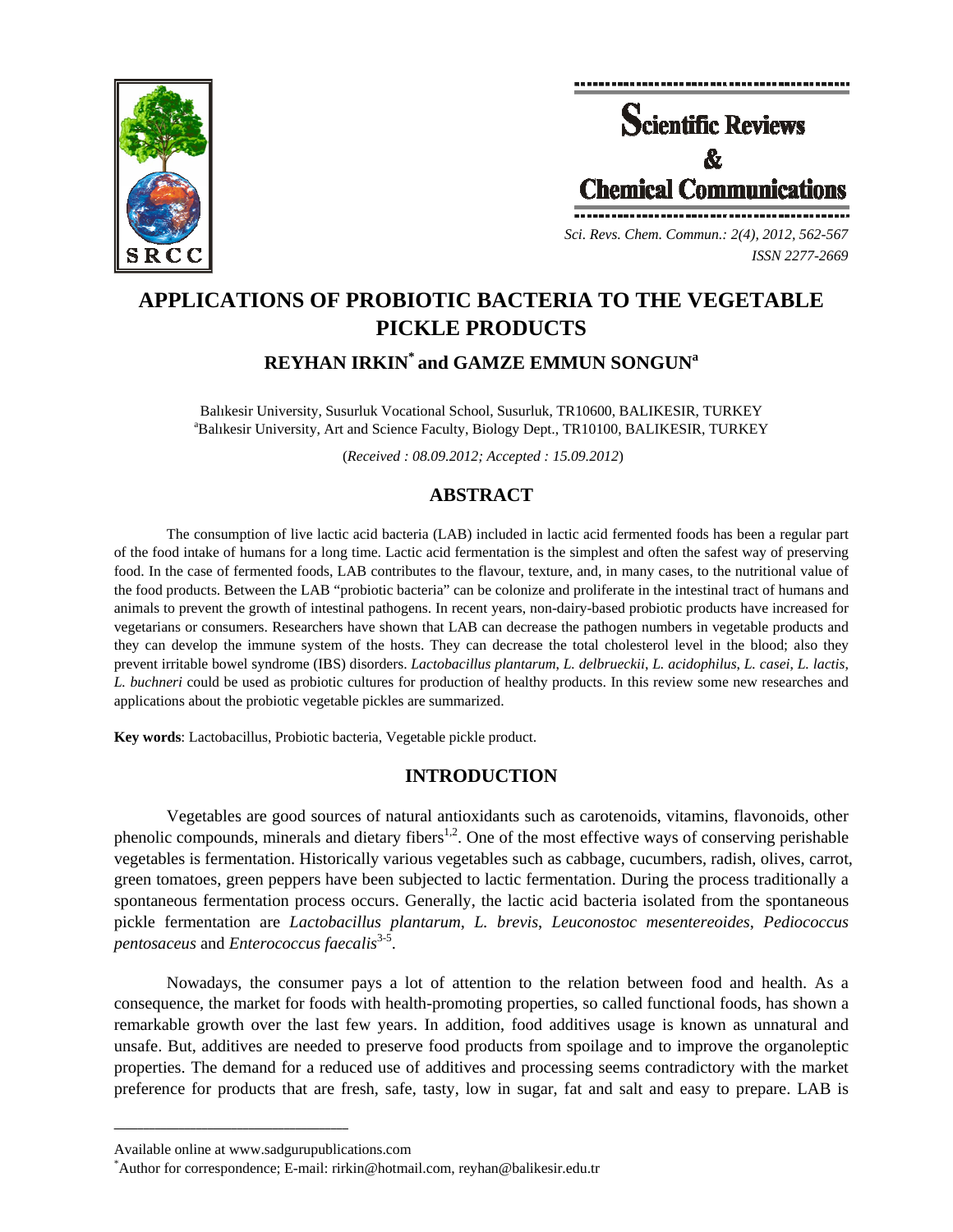# APPLICATIONS OF PROBIOTIC BACTERIA TO THE VEGETABLE PICKLE PRODUCTS

## REYHAN IRKIN[*] and GAMZE EMMUN SONGUN[a]

Balıkesir University, Susurluk Vocational School, Susurluk, TR10600, BALIKESIR, TURKEY
[a]Balıkesir University, Art and Science Faculty, Biology Dept., TR10100, BALIKESIR, TURKEY

(*Received : 08.09.2012; Accepted : 15.09.2012*)

## ABSTRACT

The consumption of live lactic acid bacteria (LAB) included in lactic acid fermented foods has been a regular part of the food intake of humans for a long time. Lactic acid fermentation is the simplest and often the safest way of preserving food. In the case of fermented foods, LAB contributes to the flavour, texture, and, in many cases, to the nutritional value of the food products. Between the LAB "probiotic bacteria" can be colonize and proliferate in the intestinal tract of humans and animals to prevent the growth of intestinal pathogens. In recent years, non-dairy-based probiotic products have increased for vegetarians or consumers. Researchers have shown that LAB can decrease the pathogen numbers in vegetable products and they can develop the immune system of the hosts. They can decrease the total cholesterol level in the blood; also they prevent irritable bowel syndrome (IBS) disorders. *Lactobacillus plantarum*, *L. delbrueckii*, *L. acidophilus*, *L. casei*, *L. lactis*, *L. buchneri* could be used as probiotic cultures for production of healthy products. In this review some new researches and applications about the probiotic vegetable pickles are summarized.

**Key words**: Lactobacillus, Probiotic bacteria, Vegetable pickle product.

## INTRODUCTION

Vegetables are good sources of natural antioxidants such as carotenoids, vitamins, flavonoids, other phenolic compounds, minerals and dietary fibers[1,2]. One of the most effective ways of conserving perishable vegetables is fermentation. Historically various vegetables such as cabbage, cucumbers, radish, olives, carrot, green tomatoes, green peppers have been subjected to lactic fermentation. During the process traditionally a spontaneous fermentation process occurs. Generally, the lactic acid bacteria isolated from the spontaneous pickle fermentation are *Lactobacillus plantarum*, *L. brevis*, *Leuconostoc mesentereoides*, *Pediococcus pentosaceus* and *Enterococcus faecalis*[3-5].

Nowadays, the consumer pays a lot of attention to the relation between food and health. As a consequence, the market for foods with health-promoting properties, so called functional foods, has shown a remarkable growth over the last few years. In addition, food additives usage is known as unnatural and unsafe. But, additives are needed to preserve food products from spoilage and to improve the organoleptic properties. The demand for a reduced use of additives and processing seems contradictory with the market preference for products that are fresh, safe, tasty, low in sugar, fat and salt and easy to prepare. LAB is

---

Available online at www.sadgurupublications.com

[*]Author for correspondence; E-mail: rirkin@hotmail.com, reyhan@balikesir.edu.tr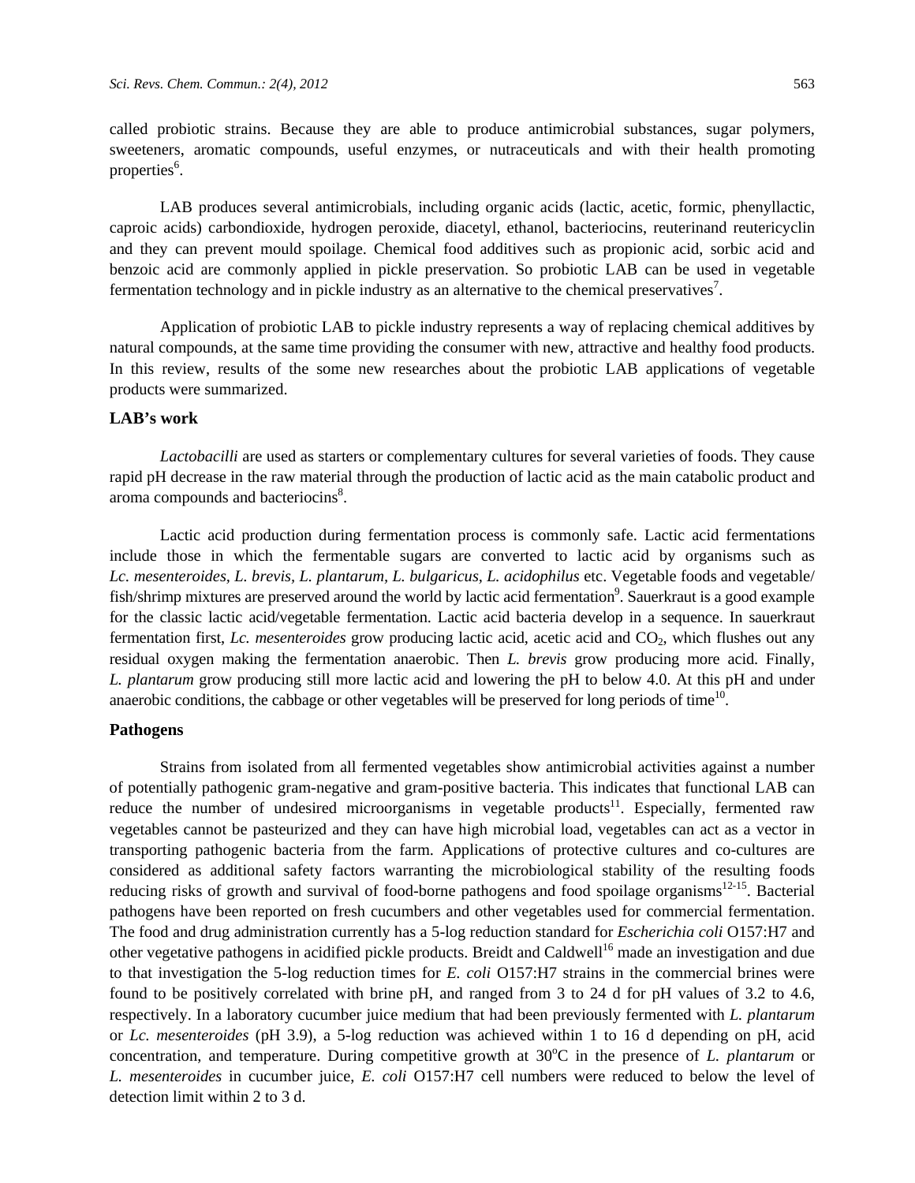called probiotic strains. Because they are able to produce antimicrobial substances, sugar polymers, sweeteners, aromatic compounds, useful enzymes, or nutraceuticals and with their health promoting properties[6].

LAB produces several antimicrobials, including organic acids (lactic, acetic, formic, phenyllactic, caproic acids) carbondioxide, hydrogen peroxide, diacetyl, ethanol, bacteriocins, reuterinand reutericyclin and they can prevent mould spoilage. Chemical food additives such as propionic acid, sorbic acid and benzoic acid are commonly applied in pickle preservation. So probiotic LAB can be used in vegetable fermentation technology and in pickle industry as an alternative to the chemical preservatives[7].

Application of probiotic LAB to pickle industry represents a way of replacing chemical additives by natural compounds, at the same time providing the consumer with new, attractive and healthy food products. In this review, results of the some new researches about the probiotic LAB applications of vegetable products were summarized.

## LAB's work

*Lactobacilli* are used as starters or complementary cultures for several varieties of foods. They cause rapid pH decrease in the raw material through the production of lactic acid as the main catabolic product and aroma compounds and bacteriocins[8].

Lactic acid production during fermentation process is commonly safe. Lactic acid fermentations include those in which the fermentable sugars are converted to lactic acid by organisms such as *Lc. mesenteroides, L. brevis, L. plantarum, L. bulgaricus, L. acidophilus* etc. Vegetable foods and vegetable/ fish/shrimp mixtures are preserved around the world by lactic acid fermentation[9]. Sauerkraut is a good example for the classic lactic acid/vegetable fermentation. Lactic acid bacteria develop in a sequence. In sauerkraut fermentation first, *Lc. mesenteroides* grow producing lactic acid, acetic acid and $CO_2$, which flushes out any residual oxygen making the fermentation anaerobic. Then *L. brevis* grow producing more acid. Finally, *L. plantarum* grow producing still more lactic acid and lowering the pH to below 4.0. At this pH and under anaerobic conditions, the cabbage or other vegetables will be preserved for long periods of time[10].

## Pathogens

Strains from isolated from all fermented vegetables show antimicrobial activities against a number of potentially pathogenic gram-negative and gram-positive bacteria. This indicates that functional LAB can reduce the number of undesired microorganisms in vegetable products[11]. Especially, fermented raw vegetables cannot be pasteurized and they can have high microbial load, vegetables can act as a vector in transporting pathogenic bacteria from the farm. Applications of protective cultures and co-cultures are considered as additional safety factors warranting the microbiological stability of the resulting foods reducing risks of growth and survival of food-borne pathogens and food spoilage organisms[12-15]. Bacterial pathogens have been reported on fresh cucumbers and other vegetables used for commercial fermentation. The food and drug administration currently has a 5-log reduction standard for *Escherichia coli* O157:H7 and other vegetative pathogens in acidified pickle products. Breidt and Caldwell[16] made an investigation and due to that investigation the 5-log reduction times for *E. coli* O157:H7 strains in the commercial brines were found to be positively correlated with brine pH, and ranged from 3 to 24 d for pH values of 3.2 to 4.6, respectively. In a laboratory cucumber juice medium that had been previously fermented with *L. plantarum* or *Lc. mesenteroides* (pH 3.9), a 5-log reduction was achieved within 1 to 16 d depending on pH, acid concentration, and temperature. During competitive growth at 30$^{o}$C in the presence of *L. plantarum* or *L. mesenteroides* in cucumber juice, *E. coli* O157:H7 cell numbers were reduced to below the level of detection limit within 2 to 3 d.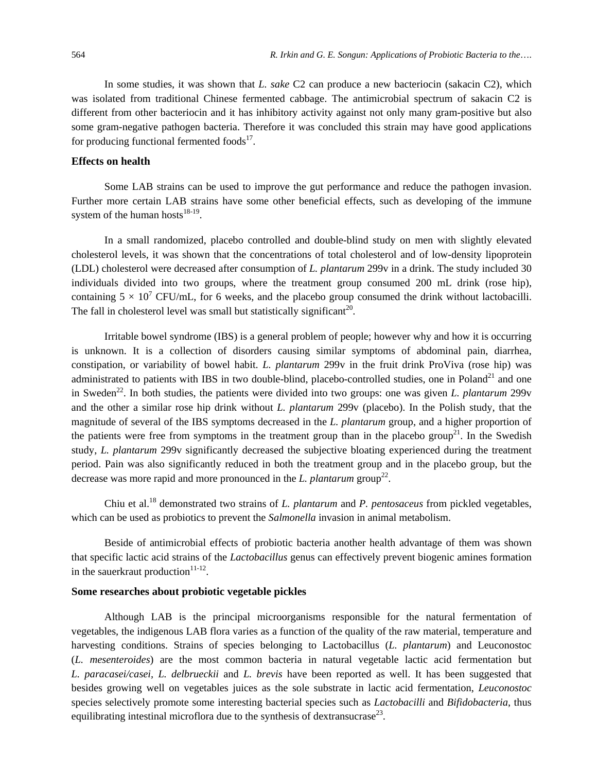In some studies, it was shown that *L. sake* C2 can produce a new bacteriocin (sakacin C2), which was isolated from traditional Chinese fermented cabbage. The antimicrobial spectrum of sakacin C2 is different from other bacteriocin and it has inhibitory activity against not only many gram-positive but also some gram-negative pathogen bacteria. Therefore it was concluded this strain may have good applications for producing functional fermented foods[17].

**Effects on health**

Some LAB strains can be used to improve the gut performance and reduce the pathogen invasion. Further more certain LAB strains have some other beneficial effects, such as developing of the immune system of the human hosts[18-19].

In a small randomized, placebo controlled and double-blind study on men with slightly elevated cholesterol levels, it was shown that the concentrations of total cholesterol and of low-density lipoprotein (LDL) cholesterol were decreased after consumption of *L. plantarum* 299v in a drink. The study included 30 individuals divided into two groups, where the treatment group consumed 200 mL drink (rose hip), containing $5 \times 10^7$ CFU/mL, for 6 weeks, and the placebo group consumed the drink without lactobacilli. The fall in cholesterol level was small but statistically significant[20].

Irritable bowel syndrome (IBS) is a general problem of people; however why and how it is occurring is unknown. It is a collection of disorders causing similar symptoms of abdominal pain, diarrhea, constipation, or variability of bowel habit. *L. plantarum* 299v in the fruit drink ProViva (rose hip) was administrated to patients with IBS in two double-blind, placebo-controlled studies, one in Poland[21] and one in Sweden[22]. In both studies, the patients were divided into two groups: one was given *L. plantarum* 299v and the other a similar rose hip drink without *L. plantarum* 299v (placebo). In the Polish study, that the magnitude of several of the IBS symptoms decreased in the *L. plantarum* group, and a higher proportion of the patients were free from symptoms in the treatment group than in the placebo group[21]. In the Swedish study, *L. plantarum* 299v significantly decreased the subjective bloating experienced during the treatment period. Pain was also significantly reduced in both the treatment group and in the placebo group, but the decrease was more rapid and more pronounced in the *L. plantarum* group[22].

Chiu et al.[18] demonstrated two strains of *L. plantarum* and *P. pentosaceus* from pickled vegetables, which can be used as probiotics to prevent the *Salmonella* invasion in animal metabolism.

Beside of antimicrobial effects of probiotic bacteria another health advantage of them was shown that specific lactic acid strains of the *Lactobacillus* genus can effectively prevent biogenic amines formation in the sauerkraut production[11-12].

**Some researches about probiotic vegetable pickles**

Although LAB is the principal microorganisms responsible for the natural fermentation of vegetables, the indigenous LAB flora varies as a function of the quality of the raw material, temperature and harvesting conditions. Strains of species belonging to Lactobacillus (*L. plantarum*) and Leuconostoc (*L. mesenteroides*) are the most common bacteria in natural vegetable lactic acid fermentation but *L. paracasei/casei*, *L. delbrueckii* and *L. brevis* have been reported as well. It has been suggested that besides growing well on vegetables juices as the sole substrate in lactic acid fermentation, *Leuconostoc* species selectively promote some interesting bacterial species such as *Lactobacilli* and *Bifidobacteria*, thus equilibrating intestinal microflora due to the synthesis of dextransucrase[23].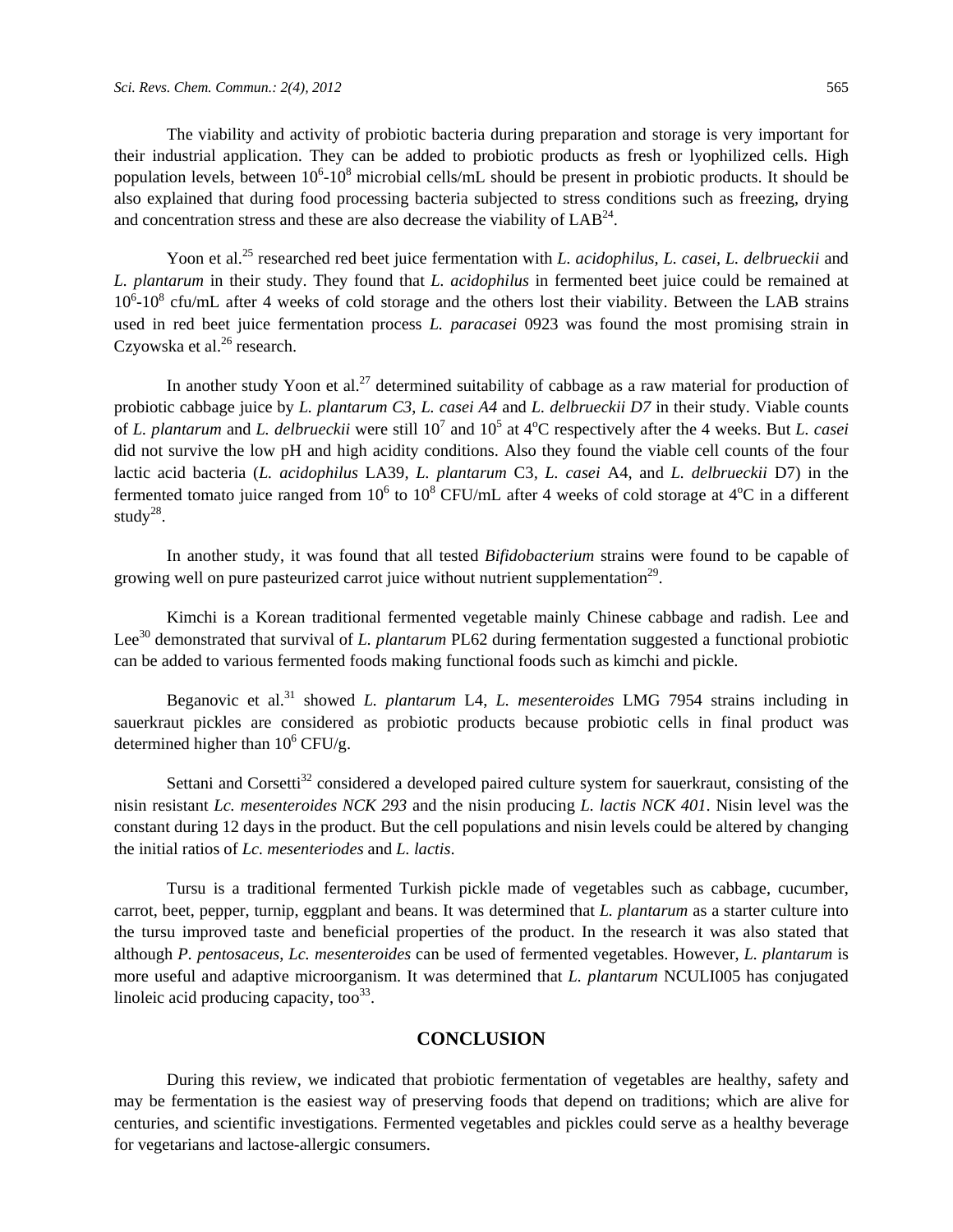The viability and activity of probiotic bacteria during preparation and storage is very important for their industrial application. They can be added to probiotic products as fresh or lyophilized cells. High population levels, between $10^6$-$10^8$ microbial cells/mL should be present in probiotic products. It should be also explained that during food processing bacteria subjected to stress conditions such as freezing, drying and concentration stress and these are also decrease the viability of LAB[24].

Yoon et al.[25] researched red beet juice fermentation with *L. acidophilus, L. casei, L. delbrueckii* and *L. plantarum* in their study. They found that *L. acidophilus* in fermented beet juice could be remained at $10^6$-$10^8$ cfu/mL after 4 weeks of cold storage and the others lost their viability. Between the LAB strains used in red beet juice fermentation process *L. paracasei* 0923 was found the most promising strain in Czyowska et al.[26] research.

In another study Yoon et al.[27] determined suitability of cabbage as a raw material for production of probiotic cabbage juice by *L. plantarum C3, L. casei A4* and *L. delbrueckii D7* in their study. Viable counts of *L. plantarum* and *L. delbrueckii* were still $10^7$ and $10^5$ at 4°C respectively after the 4 weeks. But *L. casei* did not survive the low pH and high acidity conditions. Also they found the viable cell counts of the four lactic acid bacteria (*L. acidophilus* LA39, *L. plantarum* C3, *L. casei* A4, and *L. delbrueckii* D7) in the fermented tomato juice ranged from $10^6$ to $10^8$ CFU/mL after 4 weeks of cold storage at 4°C in a different study[28].

In another study, it was found that all tested *Bifidobacterium* strains were found to be capable of growing well on pure pasteurized carrot juice without nutrient supplementation[29].

Kimchi is a Korean traditional fermented vegetable mainly Chinese cabbage and radish. Lee and Lee[30] demonstrated that survival of *L. plantarum* PL62 during fermentation suggested a functional probiotic can be added to various fermented foods making functional foods such as kimchi and pickle.

Beganovic et al.[31] showed *L. plantarum* L4, *L. mesenteroides* LMG 7954 strains including in sauerkraut pickles are considered as probiotic products because probiotic cells in final product was determined higher than $10^6$ CFU/g.

Settani and Corsetti[32] considered a developed paired culture system for sauerkraut, consisting of the nisin resistant *Lc. mesenteroides NCK 293* and the nisin producing *L. lactis NCK 401*. Nisin level was the constant during 12 days in the product. But the cell populations and nisin levels could be altered by changing the initial ratios of *Lc. mesenteriodes* and *L. lactis*.

Tursu is a traditional fermented Turkish pickle made of vegetables such as cabbage, cucumber, carrot, beet, pepper, turnip, eggplant and beans. It was determined that *L. plantarum* as a starter culture into the tursu improved taste and beneficial properties of the product. In the research it was also stated that although *P. pentosaceus*, *Lc. mesenteroides* can be used of fermented vegetables. However, *L. plantarum* is more useful and adaptive microorganism. It was determined that *L. plantarum* NCULI005 has conjugated linoleic acid producing capacity, too[33].

## CONCLUSION

During this review, we indicated that probiotic fermentation of vegetables are healthy, safety and may be fermentation is the easiest way of preserving foods that depend on traditions; which are alive for centuries, and scientific investigations. Fermented vegetables and pickles could serve as a healthy beverage for vegetarians and lactose-allergic consumers.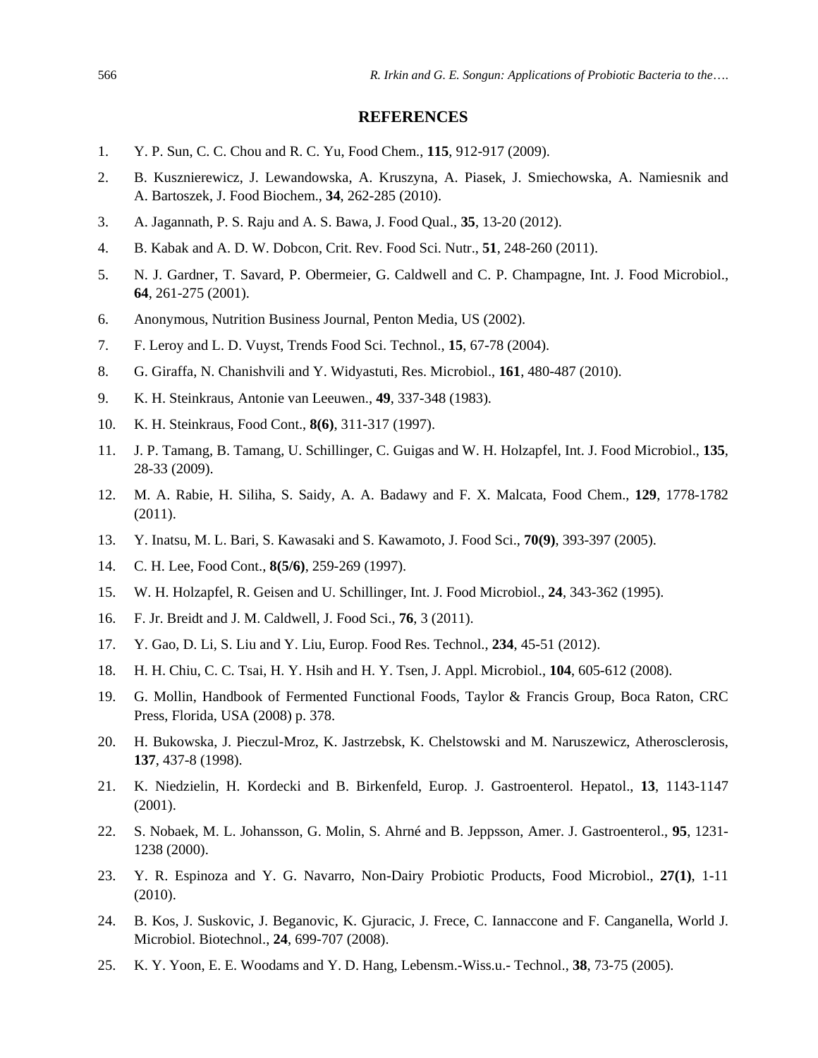## REFERENCES

1. Y. P. Sun, C. C. Chou and R. C. Yu, Food Chem., **115**, 912-917 (2009).
2. B. Kusznierewicz, J. Lewandowska, A. Kruszyna, A. Piasek, J. Smiechowska, A. Namiesnik and A. Bartoszek, J. Food Biochem., **34**, 262-285 (2010).
3. A. Jagannath, P. S. Raju and A. S. Bawa, J. Food Qual., **35**, 13-20 (2012).
4. B. Kabak and A. D. W. Dobcon, Crit. Rev. Food Sci. Nutr., **51**, 248-260 (2011).
5. N. J. Gardner, T. Savard, P. Obermeier, G. Caldwell and C. P. Champagne, Int. J. Food Microbiol., **64**, 261-275 (2001).
6. Anonymous, Nutrition Business Journal, Penton Media, US (2002).
7. F. Leroy and L. D. Vuyst, Trends Food Sci. Technol., **15**, 67-78 (2004).
8. G. Giraffa, N. Chanishvili and Y. Widyastuti, Res. Microbiol., **161**, 480-487 (2010).
9. K. H. Steinkraus, Antonie van Leeuwen., **49**, 337-348 (1983).
10. K. H. Steinkraus, Food Cont., **8(6)**, 311-317 (1997).
11. J. P. Tamang, B. Tamang, U. Schillinger, C. Guigas and W. H. Holzapfel, Int. J. Food Microbiol., **135**, 28-33 (2009).
12. M. A. Rabie, H. Siliha, S. Saidy, A. A. Badawy and F. X. Malcata, Food Chem., **129**, 1778-1782 (2011).
13. Y. Inatsu, M. L. Bari, S. Kawasaki and S. Kawamoto, J. Food Sci., **70(9)**, 393-397 (2005).
14. C. H. Lee, Food Cont., **8(5/6)**, 259-269 (1997).
15. W. H. Holzapfel, R. Geisen and U. Schillinger, Int. J. Food Microbiol., **24**, 343-362 (1995).
16. F. Jr. Breidt and J. M. Caldwell, J. Food Sci., **76**, 3 (2011).
17. Y. Gao, D. Li, S. Liu and Y. Liu, Europ. Food Res. Technol., **234**, 45-51 (2012).
18. H. H. Chiu, C. C. Tsai, H. Y. Hsih and H. Y. Tsen, J. Appl. Microbiol., **104**, 605-612 (2008).
19. G. Mollin, Handbook of Fermented Functional Foods, Taylor & Francis Group, Boca Raton, CRC Press, Florida, USA (2008) p. 378.
20. H. Bukowska, J. Pieczul-Mroz, K. Jastrzebsk, K. Chelstowski and M. Naruszewicz, Atherosclerosis, **137**, 437-8 (1998).
21. K. Niedzielin, H. Kordecki and B. Birkenfeld, Europ. J. Gastroenterol. Hepatol., **13**, 1143-1147 (2001).
22. S. Nobaek, M. L. Johansson, G. Molin, S. Ahrné and B. Jeppsson, Amer. J. Gastroenterol., **95**, 1231-1238 (2000).
23. Y. R. Espinoza and Y. G. Navarro, Non-Dairy Probiotic Products, Food Microbiol., **27(1)**, 1-11 (2010).
24. B. Kos, J. Suskovic, J. Beganovic, K. Gjuracic, J. Frece, C. Iannaccone and F. Canganella, World J. Microbiol. Biotechnol., **24**, 699-707 (2008).
25. K. Y. Yoon, E. E. Woodams and Y. D. Hang, Lebensm.-Wiss.u.- Technol., **38**, 73-75 (2005).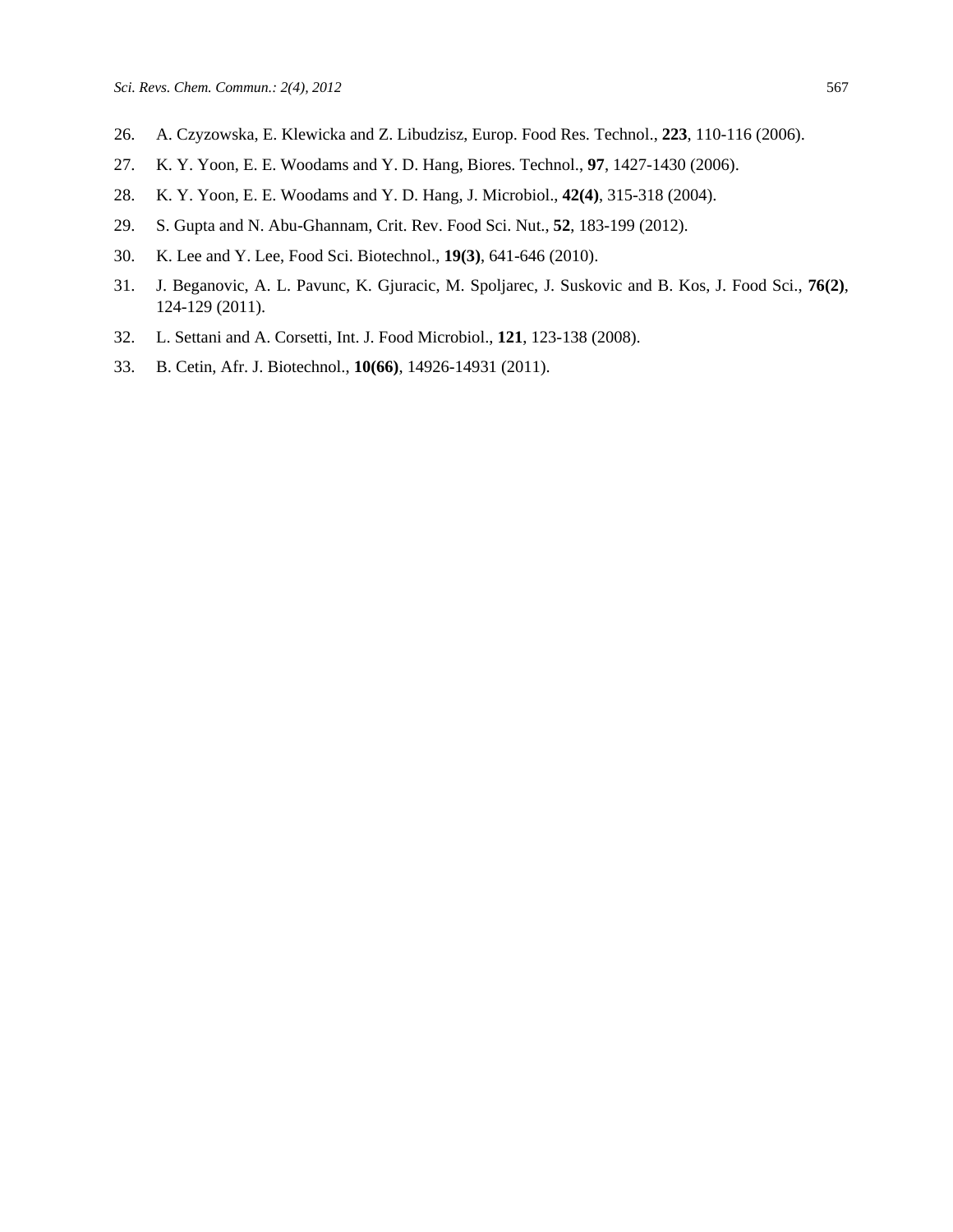26. A. Czyzowska, E. Klewicka and Z. Libudzisz, Europ. Food Res. Technol., **223**, 110-116 (2006).
27. K. Y. Yoon, E. E. Woodams and Y. D. Hang, Biores. Technol., **97**, 1427-1430 (2006).
28. K. Y. Yoon, E. E. Woodams and Y. D. Hang, J. Microbiol., **42(4)**, 315-318 (2004).
29. S. Gupta and N. Abu-Ghannam, Crit. Rev. Food Sci. Nut., **52**, 183-199 (2012).
30. K. Lee and Y. Lee, Food Sci. Biotechnol., **19(3)**, 641-646 (2010).
31. J. Beganovic, A. L. Pavunc, K. Gjuracic, M. Spoljarec, J. Suskovic and B. Kos, J. Food Sci., **76(2)**, 124-129 (2011).
32. L. Settani and A. Corsetti, Int. J. Food Microbiol., **121**, 123-138 (2008).
33. B. Cetin, Afr. J. Biotechnol., **10(66)**, 14926-14931 (2011).